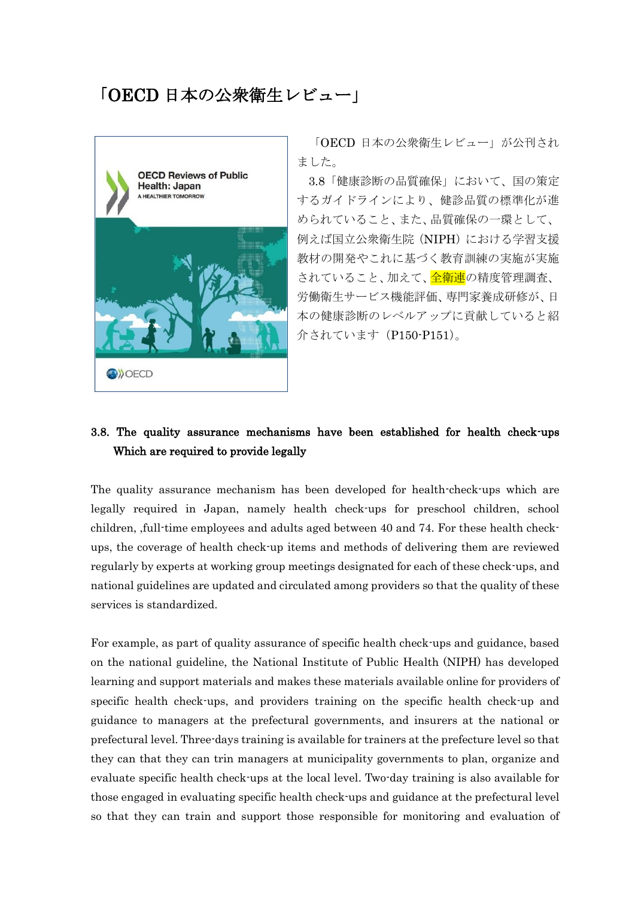# 「OECD 日本の公衆衛生レビュー」

「OECD 日本の公衆衛生レビュー」が公刊されました。

3.8「健康診断の品質確保」において、国の策定するガイドラインにより、健診品質の標準化が進められていること、また、品質確保の一環として、例えば国立公衆衛生院（NIPH）における学習支援教材の開発やこれに基づく教育訓練の実施が実施されていること、加えて、全衛連の精度管理調査、労働衛生サービス機能評価、専門家養成研修が、日本の健康診断のレベルアップに貢献していると紹介されています（P150-P151）。

### 3.8. The quality assurance mechanisms have been established for health check-ups Which are required to provide legally

The quality assurance mechanism has been developed for health-check-ups which are legally required in Japan, namely health check-ups for preschool children, school children, ,full-time employees and adults aged between 40 and 74. For these health check-ups, the coverage of health check-up items and methods of delivering them are reviewed regularly by experts at working group meetings designated for each of these check-ups, and national guidelines are updated and circulated among providers so that the quality of these services is standardized.

For example, as part of quality assurance of specific health check-ups and guidance, based on the national guideline, the National Institute of Public Health (NIPH) has developed learning and support materials and makes these materials available online for providers of specific health check-ups, and providers training on the specific health check-up and guidance to managers at the prefectural governments, and insurers at the national or prefectural level. Three-days training is available for trainers at the prefecture level so that they can that they can trin managers at municipality governments to plan, organize and evaluate specific health check-ups at the local level. Two-day training is also available for those engaged in evaluating specific health check-ups and guidance at the prefectural level so that they can train and support those responsible for monitoring and evaluation of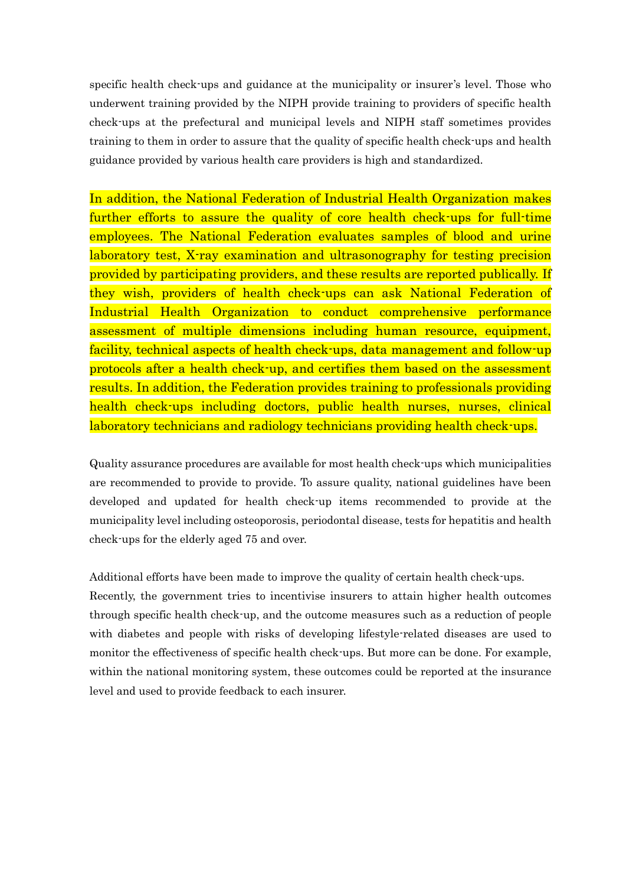specific health check-ups and guidance at the municipality or insurer's level. Those who underwent training provided by the NIPH provide training to providers of specific health check-ups at the prefectural and municipal levels and NIPH staff sometimes provides training to them in order to assure that the quality of specific health check-ups and health guidance provided by various health care providers is high and standardized.

In addition, the National Federation of Industrial Health Organization makes further efforts to assure the quality of core health check-ups for full-time employees. The National Federation evaluates samples of blood and urine laboratory test, X-ray examination and ultrasonography for testing precision provided by participating providers, and these results are reported publically. If they wish, providers of health check-ups can ask National Federation of Industrial Health Organization to conduct comprehensive performance assessment of multiple dimensions including human resource, equipment, facility, technical aspects of health check-ups, data management and follow-up protocols after a health check-up, and certifies them based on the assessment results. In addition, the Federation provides training to professionals providing health check-ups including doctors, public health nurses, nurses, clinical laboratory technicians and radiology technicians providing health check-ups.

Quality assurance procedures are available for most health check-ups which municipalities are recommended to provide to provide. To assure quality, national guidelines have been developed and updated for health check-up items recommended to provide at the municipality level including osteoporosis, periodontal disease, tests for hepatitis and health check-ups for the elderly aged 75 and over.

Additional efforts have been made to improve the quality of certain health check-ups. Recently, the government tries to incentivise insurers to attain higher health outcomes through specific health check-up, and the outcome measures such as a reduction of people with diabetes and people with risks of developing lifestyle-related diseases are used to monitor the effectiveness of specific health check-ups. But more can be done. For example, within the national monitoring system, these outcomes could be reported at the insurance level and used to provide feedback to each insurer.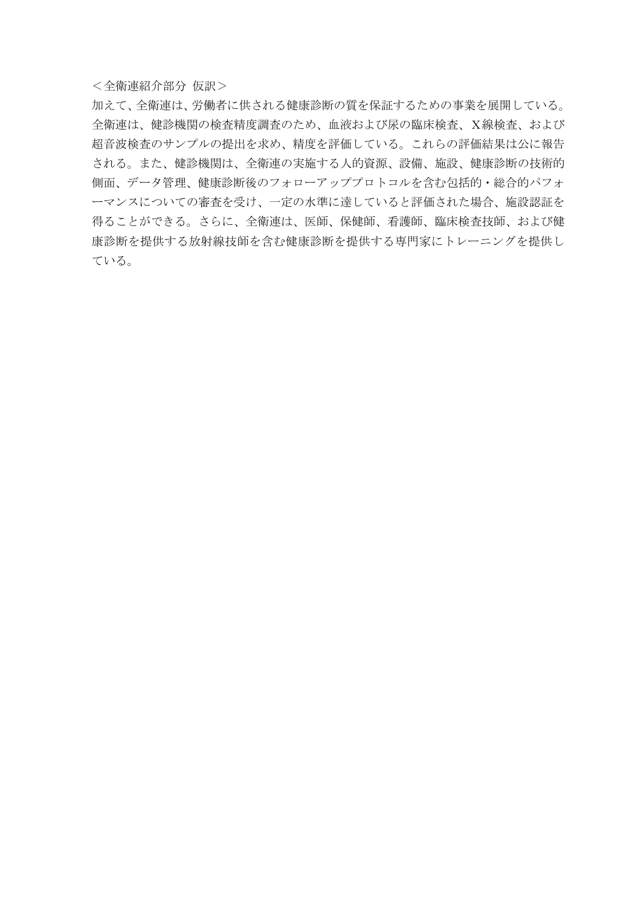＜全衛連紹介部分 仮訳＞

加えて、全衛連は、労働者に供される健康診断の質を保証するための事業を展開している。全衛連は、健診機関の検査精度調査のため、血液および尿の臨床検査、Ｘ線検査、および超音波検査のサンプルの提出を求め、精度を評価している。これらの評価結果は公に報告される。また、健診機関は、全衛連の実施する人的資源、設備、施設、健康診断の技術的側面、データ管理、健康診断後のフォローアッププロトコルを含む包括的・総合的パフォーマンスについての審査を受け、一定の水準に達していると評価された場合、施設認証を得ることができる。さらに、全衛連は、医師、保健師、看護師、臨床検査技師、および健康診断を提供する放射線技師を含む健康診断を提供する専門家にトレーニングを提供している。